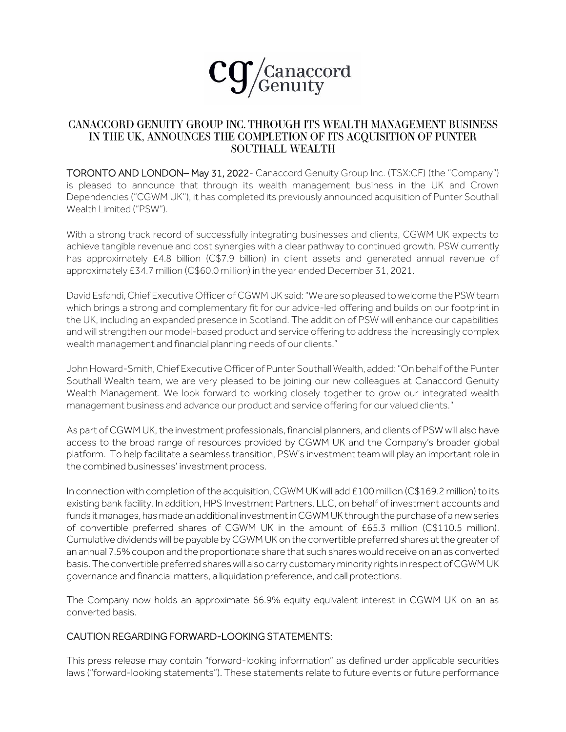# CANACCORD GENUITY GROUP INC. THROUGH ITS WEALTH MANAGEMENT BUSINESS IN THE UK, ANNOUNCES THE COMPLETION OF ITS ACQUISITION OF PUNTER SOUTHALL WEALTH

**TORONTO AND LONDON– May 31, 2022**- Canaccord Genuity Group Inc. (TSX:CF) (the "Company") is pleased to announce that through its wealth management business in the UK and Crown Dependencies ("CGWM UK"), it has completed its previously announced acquisition of Punter Southall Wealth Limited ("PSW").

With a strong track record of successfully integrating businesses and clients, CGWM UK expects to achieve tangible revenue and cost synergies with a clear pathway to continued growth. PSW currently has approximately £4.8 billion (C$7.9 billion) in client assets and generated annual revenue of approximately £34.7 million (C$60.0 million) in the year ended December 31, 2021.

David Esfandi, Chief Executive Officer of CGWM UK said: "We are so pleased to welcome the PSW team which brings a strong and complementary fit for our advice-led offering and builds on our footprint in the UK, including an expanded presence in Scotland. The addition of PSW will enhance our capabilities and will strengthen our model-based product and service offering to address the increasingly complex wealth management and financial planning needs of our clients."

John Howard-Smith, Chief Executive Officer of Punter Southall Wealth, added: "On behalf of the Punter Southall Wealth team, we are very pleased to be joining our new colleagues at Canaccord Genuity Wealth Management. We look forward to working closely together to grow our integrated wealth management business and advance our product and service offering for our valued clients."

As part of CGWM UK, the investment professionals, financial planners, and clients of PSW will also have access to the broad range of resources provided by CGWM UK and the Company's broader global platform. To help facilitate a seamless transition, PSW's investment team will play an important role in the combined businesses' investment process.

In connection with completion of the acquisition, CGWM UK will add £100 million (C$169.2 million) to its existing bank facility. In addition, HPS Investment Partners, LLC, on behalf of investment accounts and funds it manages, has made an additional investment in CGWM UK through the purchase of a new series of convertible preferred shares of CGWM UK in the amount of £65.3 million (C$110.5 million). Cumulative dividends will be payable by CGWM UK on the convertible preferred shares at the greater of an annual 7.5% coupon and the proportionate share that such shares would receive on an as converted basis. The convertible preferred shares will also carry customary minority rights in respect of CGWM UK governance and financial matters, a liquidation preference, and call protections.

The Company now holds an approximate 66.9% equity equivalent interest in CGWM UK on an as converted basis.

## CAUTION REGARDING FORWARD-LOOKING STATEMENTS:

This press release may contain "forward-looking information" as defined under applicable securities laws ("forward-looking statements"). These statements relate to future events or future performance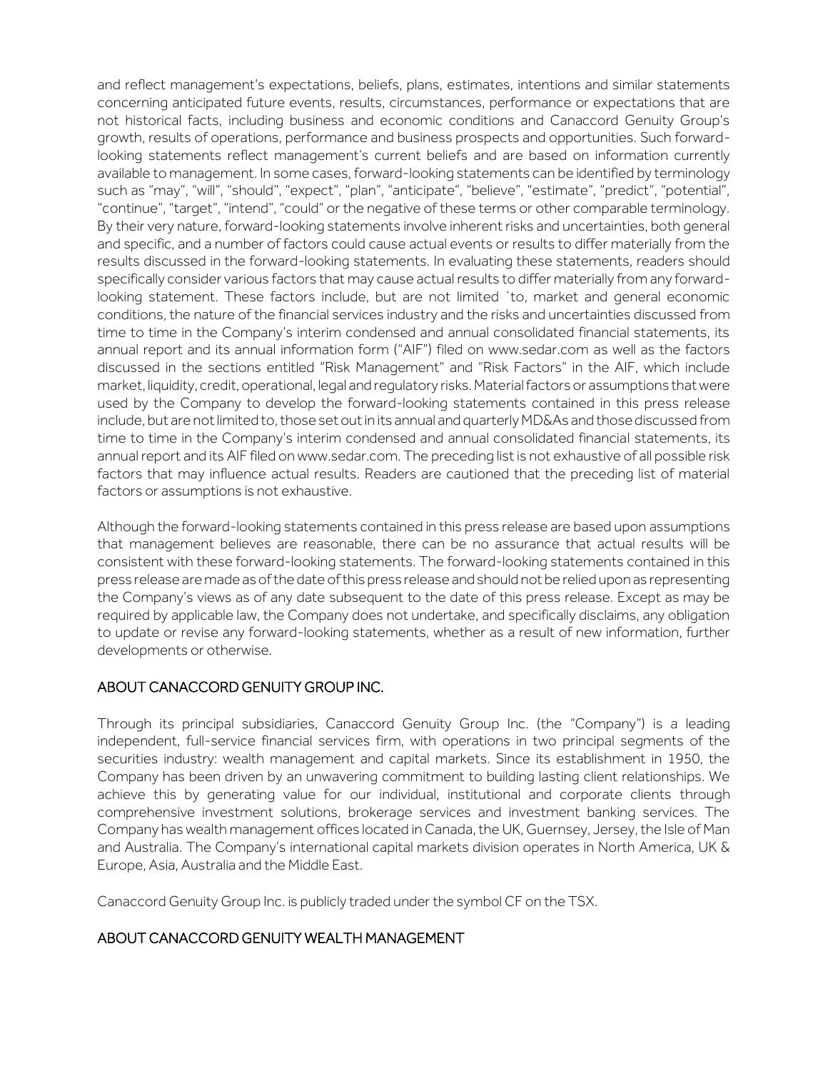and reflect management's expectations, beliefs, plans, estimates, intentions and similar statements concerning anticipated future events, results, circumstances, performance or expectations that are not historical facts, including business and economic conditions and Canaccord Genuity Group's growth, results of operations, performance and business prospects and opportunities. Such forward-looking statements reflect management's current beliefs and are based on information currently available to management. In some cases, forward-looking statements can be identified by terminology such as "may", "will", "should", "expect", "plan", "anticipate", "believe", "estimate", "predict", "potential", "continue", "target", "intend", "could" or the negative of these terms or other comparable terminology. By their very nature, forward-looking statements involve inherent risks and uncertainties, both general and specific, and a number of factors could cause actual events or results to differ materially from the results discussed in the forward-looking statements. In evaluating these statements, readers should specifically consider various factors that may cause actual results to differ materially from any forward-looking statement. These factors include, but are not limited `to, market and general economic conditions, the nature of the financial services industry and the risks and uncertainties discussed from time to time in the Company's interim condensed and annual consolidated financial statements, its annual report and its annual information form ("AIF") filed on www.sedar.com as well as the factors discussed in the sections entitled "Risk Management" and "Risk Factors" in the AIF, which include market, liquidity, credit, operational, legal and regulatory risks. Material factors or assumptions that were used by the Company to develop the forward-looking statements contained in this press release include, but are not limited to, those set out in its annual and quarterly MD&As and those discussed from time to time in the Company's interim condensed and annual consolidated financial statements, its annual report and its AIF filed on www.sedar.com. The preceding list is not exhaustive of all possible risk factors that may influence actual results. Readers are cautioned that the preceding list of material factors or assumptions is not exhaustive.

Although the forward-looking statements contained in this press release are based upon assumptions that management believes are reasonable, there can be no assurance that actual results will be consistent with these forward-looking statements. The forward-looking statements contained in this press release are made as of the date of this press release and should not be relied upon as representing the Company's views as of any date subsequent to the date of this press release. Except as may be required by applicable law, the Company does not undertake, and specifically disclaims, any obligation to update or revise any forward-looking statements, whether as a result of new information, further developments or otherwise.

## ABOUT CANACCORD GENUITY GROUP INC.

Through its principal subsidiaries, Canaccord Genuity Group Inc. (the "Company") is a leading independent, full-service financial services firm, with operations in two principal segments of the securities industry: wealth management and capital markets. Since its establishment in 1950, the Company has been driven by an unwavering commitment to building lasting client relationships. We achieve this by generating value for our individual, institutional and corporate clients through comprehensive investment solutions, brokerage services and investment banking services. The Company has wealth management offices located in Canada, the UK, Guernsey, Jersey, the Isle of Man and Australia. The Company's international capital markets division operates in North America, UK & Europe, Asia, Australia and the Middle East.

Canaccord Genuity Group Inc. is publicly traded under the symbol CF on the TSX.

## ABOUT CANACCORD GENUITY WEALTH MANAGEMENT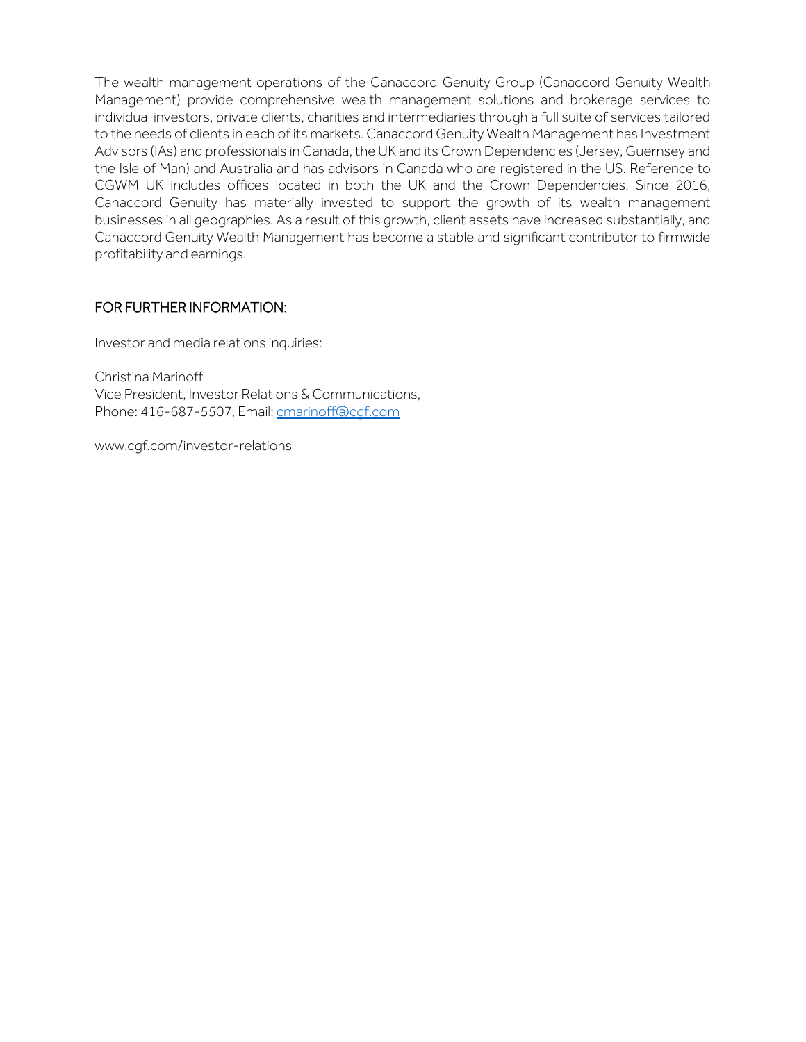The wealth management operations of the Canaccord Genuity Group (Canaccord Genuity Wealth Management) provide comprehensive wealth management solutions and brokerage services to individual investors, private clients, charities and intermediaries through a full suite of services tailored to the needs of clients in each of its markets. Canaccord Genuity Wealth Management has Investment Advisors (IAs) and professionals in Canada, the UK and its Crown Dependencies (Jersey, Guernsey and the Isle of Man) and Australia and has advisors in Canada who are registered in the US. Reference to CGWM UK includes offices located in both the UK and the Crown Dependencies. Since 2016, Canaccord Genuity has materially invested to support the growth of its wealth management businesses in all geographies. As a result of this growth, client assets have increased substantially, and Canaccord Genuity Wealth Management has become a stable and significant contributor to firmwide profitability and earnings.

## FOR FURTHER INFORMATION:

Investor and media relations inquiries:

Christina Marinoff
Vice President, Investor Relations & Communications,
Phone: 416-687-5507, Email: cmarinoff@cgf.com

www.cgf.com/investor-relations